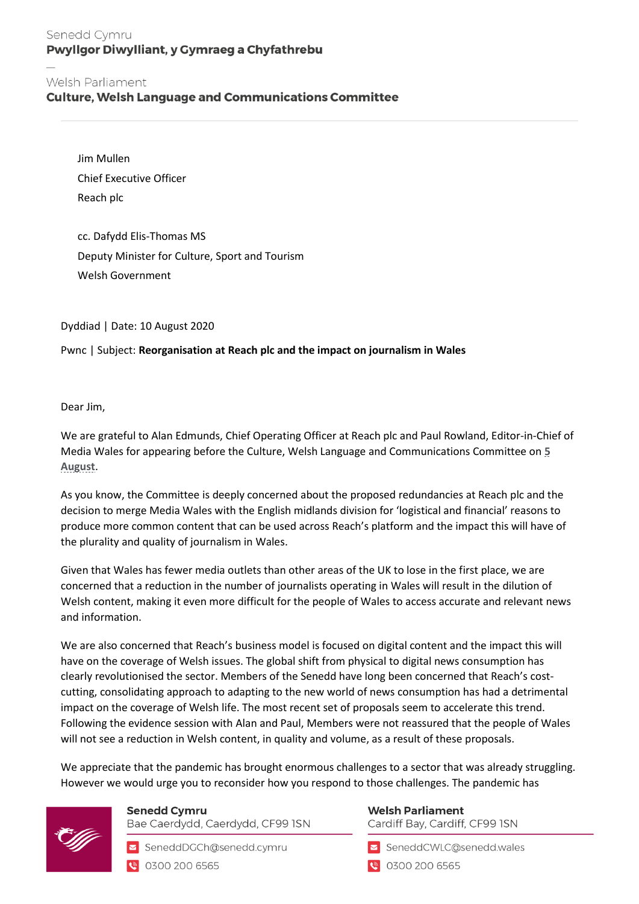Senedd Cymru
**Pwyllgor Diwylliant, y Gymraeg a Chyfathrebu**

—

Welsh Parliament
**Culture, Welsh Language and Communications Committee**

Jim Mullen
Chief Executive Officer
Reach plc

cc. Dafydd Elis-Thomas MS
Deputy Minister for Culture, Sport and Tourism
Welsh Government

Dyddiad | Date: 10 August 2020

Pwnc | Subject: **Reorganisation at Reach plc and the impact on journalism in Wales**

Dear Jim,

We are grateful to Alan Edmunds, Chief Operating Officer at Reach plc and Paul Rowland, Editor-in-Chief of Media Wales for appearing before the Culture, Welsh Language and Communications Committee on 5 August.

As you know, the Committee is deeply concerned about the proposed redundancies at Reach plc and the decision to merge Media Wales with the English midlands division for 'logistical and financial' reasons to produce more common content that can be used across Reach's platform and the impact this will have of the plurality and quality of journalism in Wales.

Given that Wales has fewer media outlets than other areas of the UK to lose in the first place, we are concerned that a reduction in the number of journalists operating in Wales will result in the dilution of Welsh content, making it even more difficult for the people of Wales to access accurate and relevant news and information.

We are also concerned that Reach's business model is focused on digital content and the impact this will have on the coverage of Welsh issues. The global shift from physical to digital news consumption has clearly revolutionised the sector. Members of the Senedd have long been concerned that Reach's cost-cutting, consolidating approach to adapting to the new world of news consumption has had a detrimental impact on the coverage of Welsh life. The most recent set of proposals seem to accelerate this trend. Following the evidence session with Alan and Paul, Members were not reassured that the people of Wales will not see a reduction in Welsh content, in quality and volume, as a result of these proposals.

We appreciate that the pandemic has brought enormous challenges to a sector that was already struggling. However we would urge you to reconsider how you respond to those challenges. The pandemic has

Senedd Cymru
Bae Caerdydd, Caerdydd, CF99 1SN
SeneddDGCh@senedd.cymru
0300 200 6565

Welsh Parliament
Cardiff Bay, Cardiff, CF99 1SN
SeneddCWLC@senedd.wales
0300 200 6565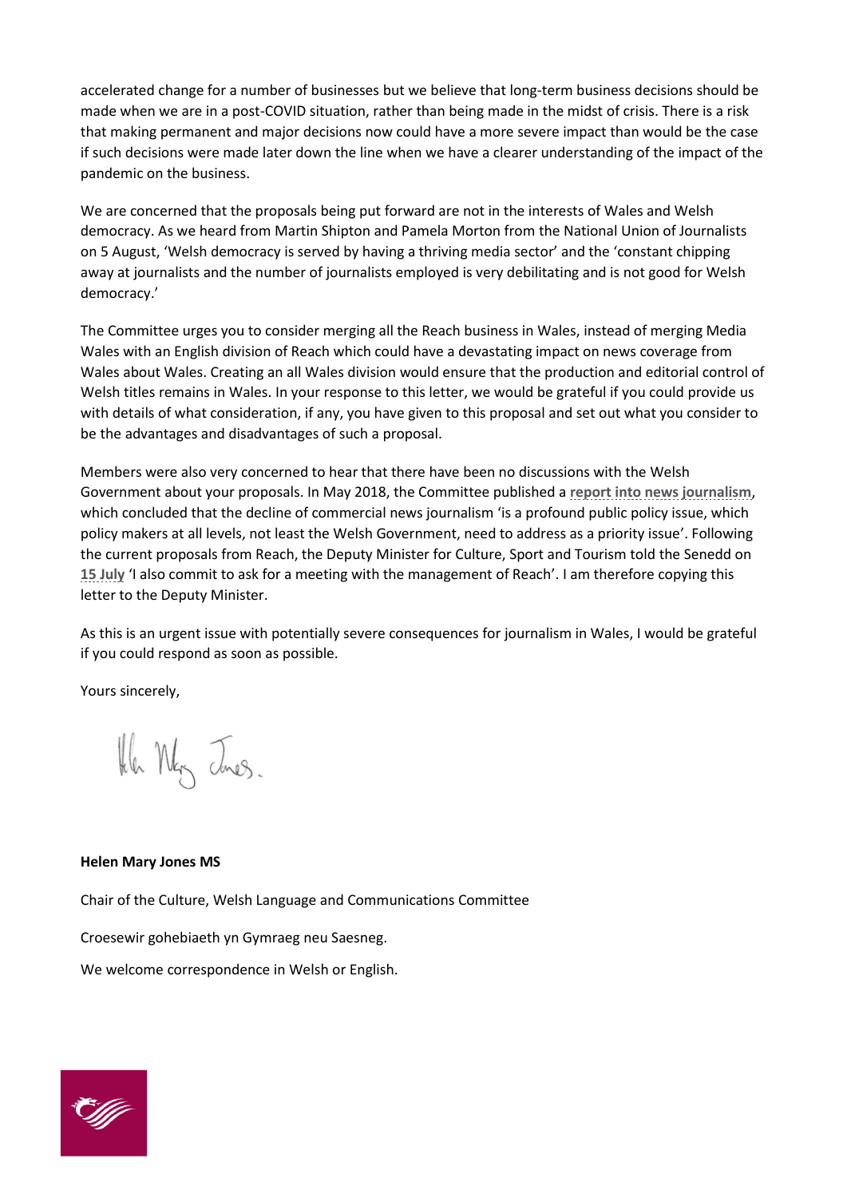accelerated change for a number of businesses but we believe that long-term business decisions should be made when we are in a post-COVID situation, rather than being made in the midst of crisis. There is a risk that making permanent and major decisions now could have a more severe impact than would be the case if such decisions were made later down the line when we have a clearer understanding of the impact of the pandemic on the business.

We are concerned that the proposals being put forward are not in the interests of Wales and Welsh democracy. As we heard from Martin Shipton and Pamela Morton from the National Union of Journalists on 5 August, 'Welsh democracy is served by having a thriving media sector' and the 'constant chipping away at journalists and the number of journalists employed is very debilitating and is not good for Welsh democracy.'

The Committee urges you to consider merging all the Reach business in Wales, instead of merging Media Wales with an English division of Reach which could have a devastating impact on news coverage from Wales about Wales. Creating an all Wales division would ensure that the production and editorial control of Welsh titles remains in Wales. In your response to this letter, we would be grateful if you could provide us with details of what consideration, if any, you have given to this proposal and set out what you consider to be the advantages and disadvantages of such a proposal.

Members were also very concerned to hear that there have been no discussions with the Welsh Government about your proposals. In May 2018, the Committee published a **report into news journalism**, which concluded that the decline of commercial news journalism 'is a profound public policy issue, which policy makers at all levels, not least the Welsh Government, need to address as a priority issue'. Following the current proposals from Reach, the Deputy Minister for Culture, Sport and Tourism told the Senedd on **15 July** 'I also commit to ask for a meeting with the management of Reach'. I am therefore copying this letter to the Deputy Minister.

As this is an urgent issue with potentially severe consequences for journalism in Wales, I would be grateful if you could respond as soon as possible.

Yours sincerely,

**Helen Mary Jones MS**

Chair of the Culture, Welsh Language and Communications Committee

Croesewir gohebiaeth yn Gymraeg neu Saesneg.

We welcome correspondence in Welsh or English.